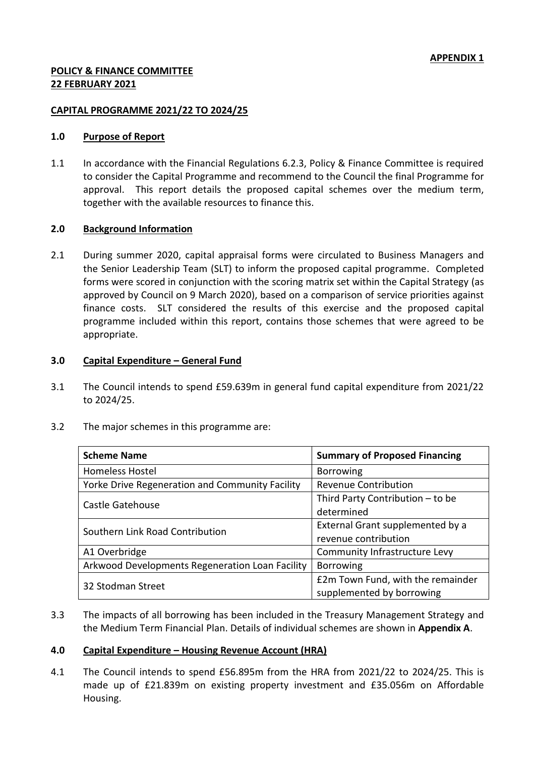**APPENDIX 1**

**POLICY & FINANCE COMMITTEE**
**22 FEBRUARY 2021**

**CAPITAL PROGRAMME 2021/22 TO 2024/25**

## 1.0 Purpose of Report

1.1 In accordance with the Financial Regulations 6.2.3, Policy & Finance Committee is required to consider the Capital Programme and recommend to the Council the final Programme for approval. This report details the proposed capital schemes over the medium term, together with the available resources to finance this.

## 2.0 Background Information

2.1 During summer 2020, capital appraisal forms were circulated to Business Managers and the Senior Leadership Team (SLT) to inform the proposed capital programme. Completed forms were scored in conjunction with the scoring matrix set within the Capital Strategy (as approved by Council on 9 March 2020), based on a comparison of service priorities against finance costs. SLT considered the results of this exercise and the proposed capital programme included within this report, contains those schemes that were agreed to be appropriate.

## 3.0 Capital Expenditure – General Fund

3.1 The Council intends to spend £59.639m in general fund capital expenditure from 2021/22 to 2024/25.

3.2 The major schemes in this programme are:

| Scheme Name | Summary of Proposed Financing |
|---|---|
| Homeless Hostel | Borrowing |
| Yorke Drive Regeneration and Community Facility | Revenue Contribution |
| Castle Gatehouse | Third Party Contribution – to be determined |
| Southern Link Road Contribution | External Grant supplemented by a revenue contribution |
| A1 Overbridge | Community Infrastructure Levy |
| Arkwood Developments Regeneration Loan Facility | Borrowing |
| 32 Stodman Street | £2m Town Fund, with the remainder supplemented by borrowing |

3.3 The impacts of all borrowing has been included in the Treasury Management Strategy and the Medium Term Financial Plan. Details of individual schemes are shown in **Appendix A**.

## 4.0 Capital Expenditure – Housing Revenue Account (HRA)

4.1 The Council intends to spend £56.895m from the HRA from 2021/22 to 2024/25. This is made up of £21.839m on existing property investment and £35.056m on Affordable Housing.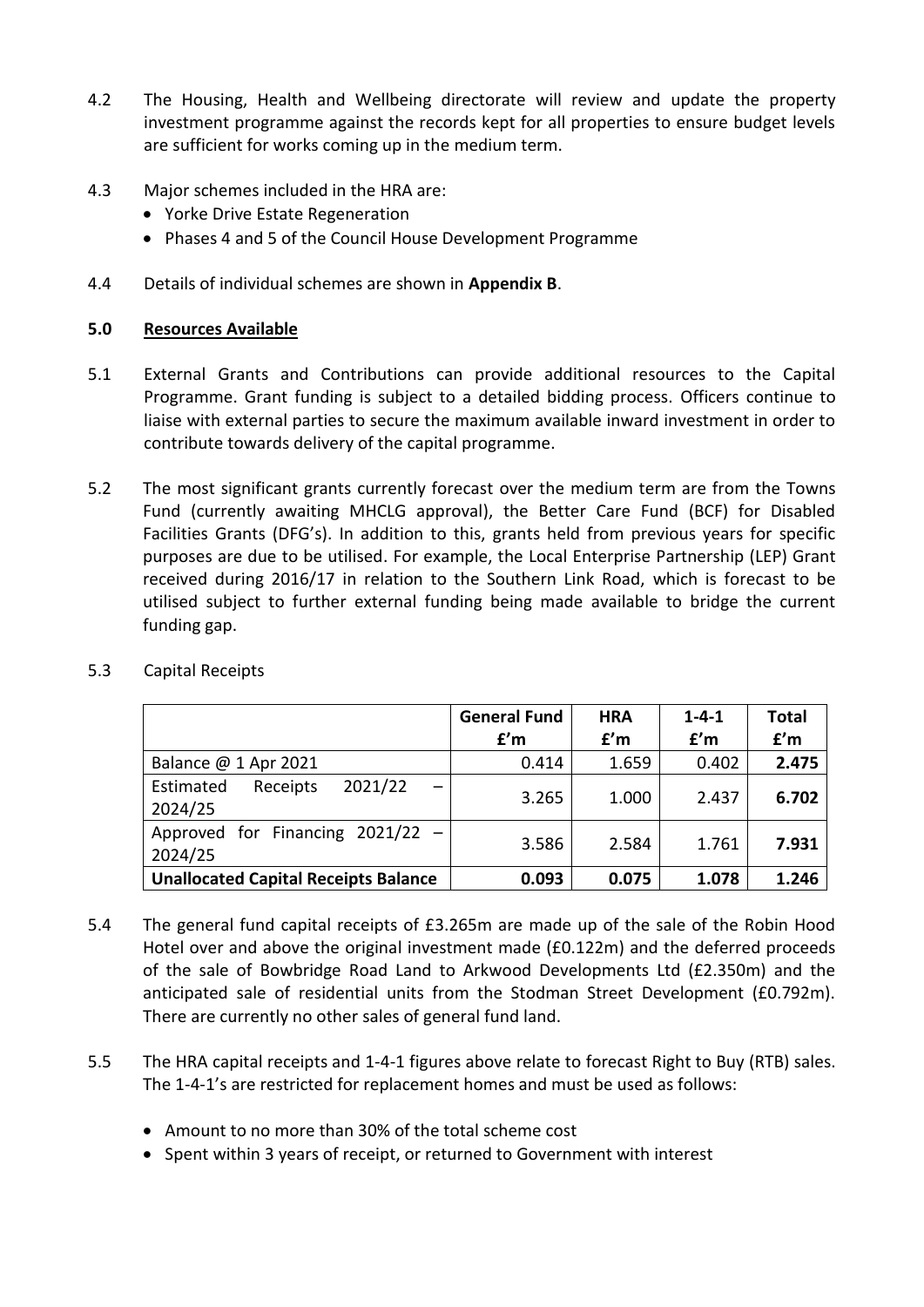4.2 The Housing, Health and Wellbeing directorate will review and update the property investment programme against the records kept for all properties to ensure budget levels are sufficient for works coming up in the medium term.

4.3 Major schemes included in the HRA are:

- Yorke Drive Estate Regeneration
- Phases 4 and 5 of the Council House Development Programme

4.4 Details of individual schemes are shown in **Appendix B**.

## 5.0 Resources Available

5.1 External Grants and Contributions can provide additional resources to the Capital Programme. Grant funding is subject to a detailed bidding process. Officers continue to liaise with external parties to secure the maximum available inward investment in order to contribute towards delivery of the capital programme.

5.2 The most significant grants currently forecast over the medium term are from the Towns Fund (currently awaiting MHCLG approval), the Better Care Fund (BCF) for Disabled Facilities Grants (DFG's). In addition to this, grants held from previous years for specific purposes are due to be utilised. For example, the Local Enterprise Partnership (LEP) Grant received during 2016/17 in relation to the Southern Link Road, which is forecast to be utilised subject to further external funding being made available to bridge the current funding gap.

5.3 Capital Receipts

| | **General Fund £'m** | **HRA £'m** | **1-4-1 £'m** | **Total £'m** |
|---|---|---|---|---|
| Balance @ 1 Apr 2021 | 0.414 | 1.659 | 0.402 | **2.475** |
| Estimated Receipts 2021/22 – 2024/25 | 3.265 | 1.000 | 2.437 | **6.702** |
| Approved for Financing 2021/22 – 2024/25 | 3.586 | 2.584 | 1.761 | **7.931** |
| **Unallocated Capital Receipts Balance** | **0.093** | **0.075** | **1.078** | **1.246** |

5.4 The general fund capital receipts of £3.265m are made up of the sale of the Robin Hood Hotel over and above the original investment made (£0.122m) and the deferred proceeds of the sale of Bowbridge Road Land to Arkwood Developments Ltd (£2.350m) and the anticipated sale of residential units from the Stodman Street Development (£0.792m). There are currently no other sales of general fund land.

5.5 The HRA capital receipts and 1-4-1 figures above relate to forecast Right to Buy (RTB) sales. The 1-4-1's are restricted for replacement homes and must be used as follows:

- Amount to no more than 30% of the total scheme cost
- Spent within 3 years of receipt, or returned to Government with interest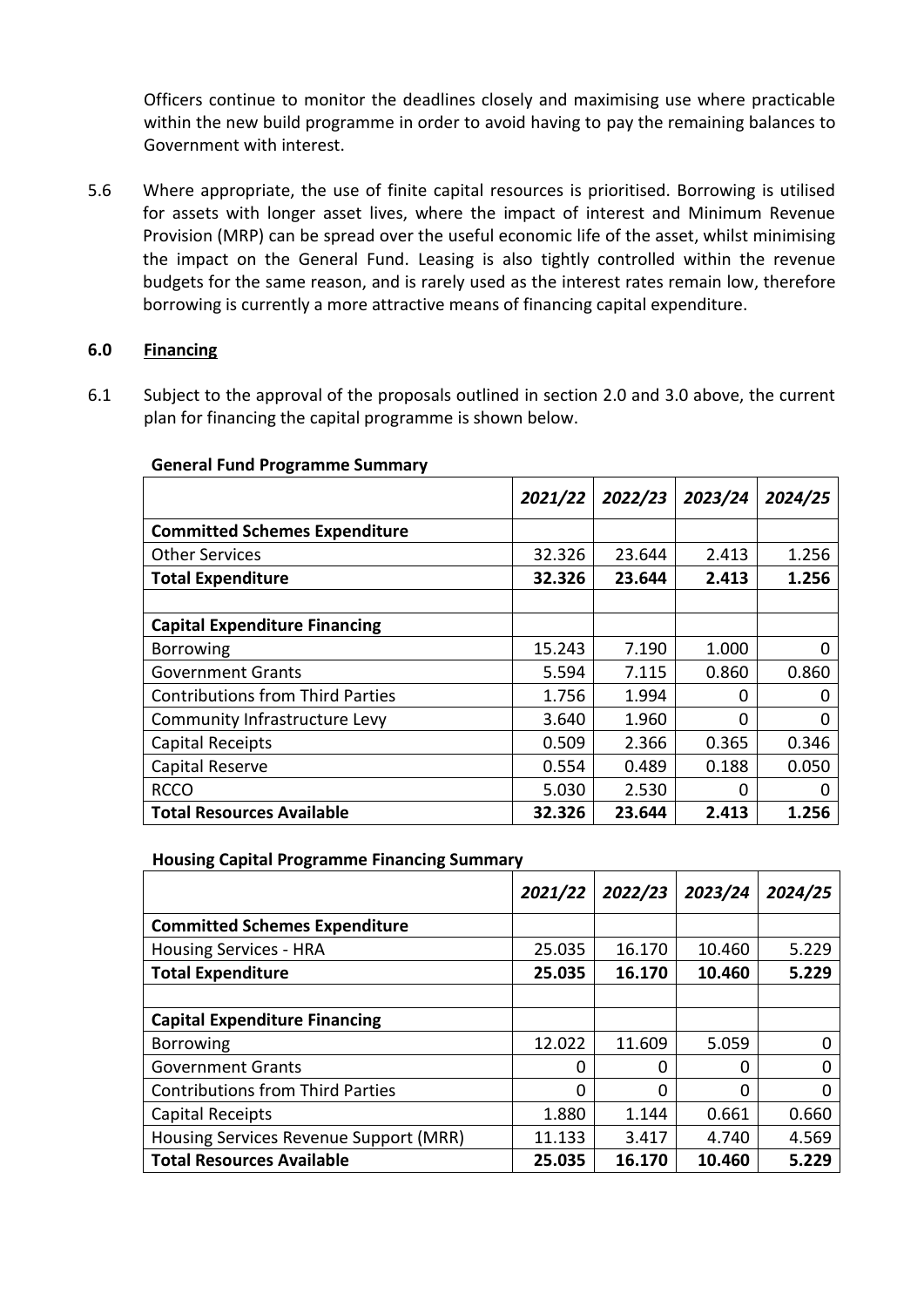Officers continue to monitor the deadlines closely and maximising use where practicable within the new build programme in order to avoid having to pay the remaining balances to Government with interest.

5.6 Where appropriate, the use of finite capital resources is prioritised. Borrowing is utilised for assets with longer asset lives, where the impact of interest and Minimum Revenue Provision (MRP) can be spread over the useful economic life of the asset, whilst minimising the impact on the General Fund. Leasing is also tightly controlled within the revenue budgets for the same reason, and is rarely used as the interest rates remain low, therefore borrowing is currently a more attractive means of financing capital expenditure.

## 6.0 Financing

6.1 Subject to the approval of the proposals outlined in section 2.0 and 3.0 above, the current plan for financing the capital programme is shown below.

**General Fund Programme Summary**

| | *2021/22* | *2022/23* | *2023/24* | *2024/25* |
|---|---|---|---|---|
| **Committed Schemes Expenditure** | | | | |
| Other Services | 32.326 | 23.644 | 2.413 | 1.256 |
| **Total Expenditure** | **32.326** | **23.644** | **2.413** | **1.256** |
| | | | | |
| **Capital Expenditure Financing** | | | | |
| Borrowing | 15.243 | 7.190 | 1.000 | 0 |
| Government Grants | 5.594 | 7.115 | 0.860 | 0.860 |
| Contributions from Third Parties | 1.756 | 1.994 | 0 | 0 |
| Community Infrastructure Levy | 3.640 | 1.960 | 0 | 0 |
| Capital Receipts | 0.509 | 2.366 | 0.365 | 0.346 |
| Capital Reserve | 0.554 | 0.489 | 0.188 | 0.050 |
| RCCO | 5.030 | 2.530 | 0 | 0 |
| **Total Resources Available** | **32.326** | **23.644** | **2.413** | **1.256** |

**Housing Capital Programme Financing Summary**

| | *2021/22* | *2022/23* | *2023/24* | *2024/25* |
|---|---|---|---|---|
| **Committed Schemes Expenditure** | | | | |
| Housing Services - HRA | 25.035 | 16.170 | 10.460 | 5.229 |
| **Total Expenditure** | **25.035** | **16.170** | **10.460** | **5.229** |
| | | | | |
| **Capital Expenditure Financing** | | | | |
| Borrowing | 12.022 | 11.609 | 5.059 | 0 |
| Government Grants | 0 | 0 | 0 | 0 |
| Contributions from Third Parties | 0 | 0 | 0 | 0 |
| Capital Receipts | 1.880 | 1.144 | 0.661 | 0.660 |
| Housing Services Revenue Support (MRR) | 11.133 | 3.417 | 4.740 | 4.569 |
| **Total Resources Available** | **25.035** | **16.170** | **10.460** | **5.229** |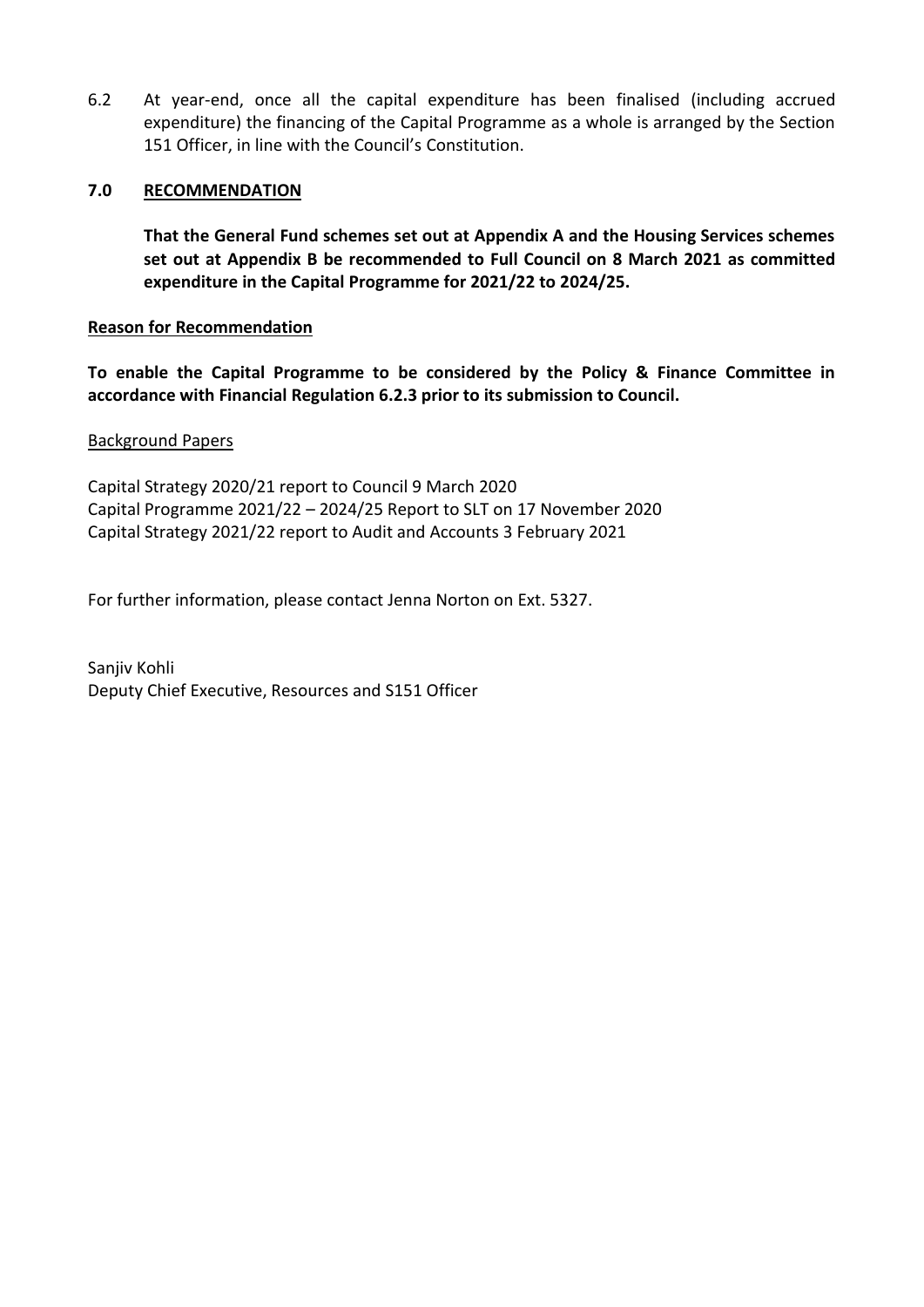6.2 At year-end, once all the capital expenditure has been finalised (including accrued expenditure) the financing of the Capital Programme as a whole is arranged by the Section 151 Officer, in line with the Council's Constitution.

## 7.0 RECOMMENDATION

**That the General Fund schemes set out at Appendix A and the Housing Services schemes set out at Appendix B be recommended to Full Council on 8 March 2021 as committed expenditure in the Capital Programme for 2021/22 to 2024/25.**

**Reason for Recommendation**

**To enable the Capital Programme to be considered by the Policy & Finance Committee in accordance with Financial Regulation 6.2.3 prior to its submission to Council.**

Background Papers

Capital Strategy 2020/21 report to Council 9 March 2020
Capital Programme 2021/22 – 2024/25 Report to SLT on 17 November 2020
Capital Strategy 2021/22 report to Audit and Accounts 3 February 2021

For further information, please contact Jenna Norton on Ext. 5327.

Sanjiv Kohli
Deputy Chief Executive, Resources and S151 Officer